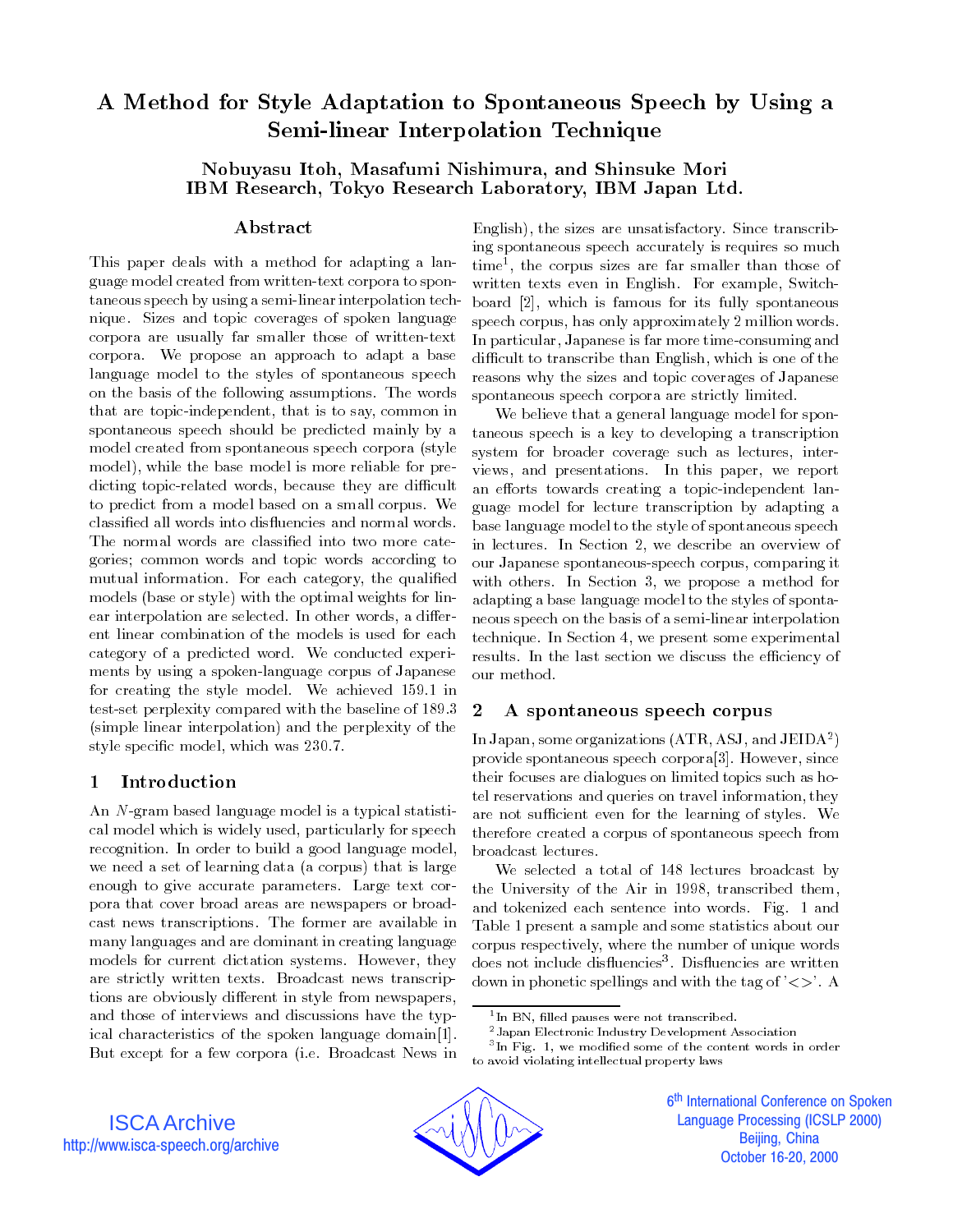# A Method for Style Adaptation to Spontaneous Speech by Using a Semi-linear Interpolation Technique

**Nobuyasu Itoh, Masafumi Nishimura, and Shinsuke Mori**
**IBM Research, Tokyo Research Laboratory, IBM Japan Ltd.**

## Abstract

This paper deals with a method for adapting a language model created from written-text corpora to spontaneous speech by using a semi-linear interpolation technique. Sizes and topic coverages of spoken language corpora are usually far smaller those of written-text corpora. We propose an approach to adapt a base language model to the styles of spontaneous speech on the basis of the following assumptions. The words that are topic-independent, that is to say, common in spontaneous speech should be predicted mainly by a model created from spontaneous speech corpora (style model), while the base model is more reliable for predicting topic-related words, because they are difficult to predict from a model based on a small corpus. We classified all words into disfluencies and normal words. The normal words are classified into two more categories; common words and topic words according to mutual information. For each category, the qualified models (base or style) with the optimal weights for linear interpolation are selected. In other words, a different linear combination of the models is used for each category of a predicted word. We conducted experiments by using a spoken-language corpus of Japanese for creating the style model. We achieved 159.1 in test-set perplexity compared with the baseline of 189.3 (simple linear interpolation) and the perplexity of the style specific model, which was 230.7.

## 1 Introduction

An $N$-gram based language model is a typical statistical model which is widely used, particularly for speech recognition. In order to build a good language model, we need a set of learning data (a corpus) that is large enough to give accurate parameters. Large text corpora that cover broad areas are newspapers or broadcast news transcriptions. The former are available in many languages and are dominant in creating language models for current dictation systems. However, they are strictly written texts. Broadcast news transcriptions are obviously different in style from newspapers, and those of interviews and discussions have the typical characteristics of the spoken language domain[1]. But except for a few corpora (i.e. Broadcast News in English), the sizes are unsatisfactory. Since transcribing spontaneous speech accurately is requires so much time[1], the corpus sizes are far smaller than those of written texts even in English. For example, Switchboard [2], which is famous for its fully spontaneous speech corpus, has only approximately 2 million words. In particular, Japanese is far more time-consuming and difficult to transcribe than English, which is one of the reasons why the sizes and topic coverages of Japanese spontaneous speech corpora are strictly limited.

We believe that a general language model for spontaneous speech is a key to developing a transcription system for broader coverage such as lectures, interviews, and presentations. In this paper, we report an efforts towards creating a topic-independent language model for lecture transcription by adapting a base language model to the style of spontaneous speech in lectures. In Section 2, we describe an overview of our Japanese spontaneous-speech corpus, comparing it with others. In Section 3, we propose a method for adapting a base language model to the styles of spontaneous speech on the basis of a semi-linear interpolation technique. In Section 4, we present some experimental results. In the last section we discuss the efficiency of our method.

## 2 A spontaneous speech corpus

In Japan, some organizations (ATR, ASJ, and JEIDA[2]) provide spontaneous speech corpora[3]. However, since their focuses are dialogues on limited topics such as hotel reservations and queries on travel information, they are not sufficient even for the learning of styles. We therefore created a corpus of spontaneous speech from broadcast lectures.

We selected a total of 148 lectures broadcast by the University of the Air in 1998, transcribed them, and tokenized each sentence into words. Fig. 1 and Table 1 present a sample and some statistics about our corpus respectively, where the number of unique words does not include disfluencies[3]. Disfluencies are written down in phonetic spellings and with the tag of '<>'. A

---

[1] In BN, filled pauses were not transcribed.

[2] Japan Electronic Industry Development Association

[3] In Fig. 1, we modified some of the content words in order to avoid violating intellectual property laws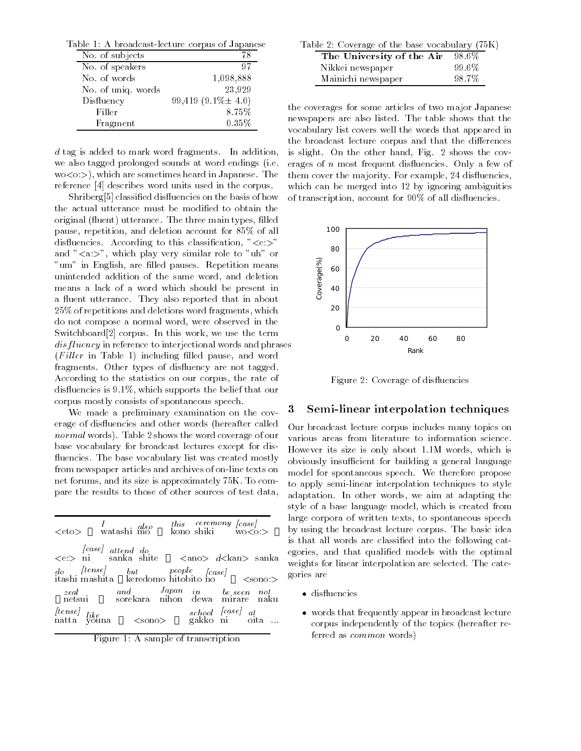Table 1: A broadcast-lecture corpus of Japanese

| No. of subjects | 78 |
|---|---|
| No. of speakers | 97 |
| No. of words | 1,098,888 |
| No. of uniq. words | 23,929 |
| Disfluency | 99,419 (9.1%± 4.0) |
| Filler | 8.75% |
| Fragment | 0.35% |

*d* tag is added to mark word fragments. In addition, we also tagged prolonged sounds at word endings (i.e. wo<o:>), which are sometimes heard in Japanese. The reference [4] describes word units used in the corpus.

Shriberg[5] classified disfluencies on the basis of how the actual utterance must be modified to obtain the original (fluent) utterance. The three main types, filled pause, repetition, and deletion account for 85% of all disfluencies. According to this classification, "<e:>" and "<a:>", which play very similar role to "uh" or "um" in English, are filled pauses. Repetition means unintended addition of the same word, and deletion means a lack of a word which should be present in a fluent utterance. They also reported that in about 25% of repetitions and deletions word fragments, which do not compose a normal word, were observed in the Switchboard[2] corpus. In this work, we use the term *disfluency* in reference to interjectional words and phrases (*Filler* in Table 1) including filled pause, and word fragments. Other types of disfluency are not tagged. According to the statistics on our corpus, the rate of disfluencies is 9.1%, which supports the belief that our corpus mostly consists of spontaneous speech.

We made a preliminary examination on the coverage of disfluencies and other words (hereafter called *normal* words). Table 2 shows the word coverage of our base vocabulary for broadcast lectures except for disfluencies. The base vocabulary list was created mostly from newspaper articles and archives of on-line texts on net forums, and its size is approximately 75K. To compare the results to those of other sources of test data,

```
         I          also       this  ceremony [case]
<eto> 、 watashi mo 、 kono shiki    wo<o:> 、

   [case] attend do
<e:> ni    sanka  shite  、 <ano> d<kan> sanka

do   [tense]        but        people  [case]
itashi mashita 、keredomo hitobito no    、 <sono:>

zeal              and      Japan   in     be_seen  not
、netsui  、 sorekara  nihon  dewa  mirare   naku

[tense]  like                       school  [case]  at
natta   youna  、 <sono>  、 gakko  ni       oita ...
```

Figure 1: A sample of transcription

Table 2: Coverage of the base vocabulary (75K)

| | |
|---|---|
| **The University of the Air** | 98.6% |
| Nikkei newspaper | 99.6% |
| Mainichi newspaper | 98.7% |

the coverages for some articles of two major Japanese newspapers are also listed. The table shows that the vocabulary list covers well the words that appeared in the broadcast lecture corpus and that the differences is slight. On the other hand, Fig. 2 shows the coverages of *n* most frequent disfluencies. Only a few of them cover the majority. For example, 24 disfluencies, which can be merged into 12 by ignoring ambiguities of transcription, account for 90% of all disfluencies.

Figure 2: Coverage of disfluencies

## 3 Semi-linear interpolation techniques

Our broadcast lecture corpus includes many topics on various areas from literature to information science. However its size is only about 1.1M words, which is obviously insufficient for building a general language model for spontaneous speech. We therefore propose to apply semi-linear interpolation techniques to style adaptation. In other words, we aim at adapting the style of a base language model, which is created from large corpora of written texts, to spontaneous speech by using the broadcast lecture corpus. The basic idea is that all words are classified into the following categories, and that qualified models with the optimal weights for linear interpolation are selected. The categories are

- disfluencies
- words that frequently appear in broadcast lecture corpus independently of the topics (hereafter referred as *common* words)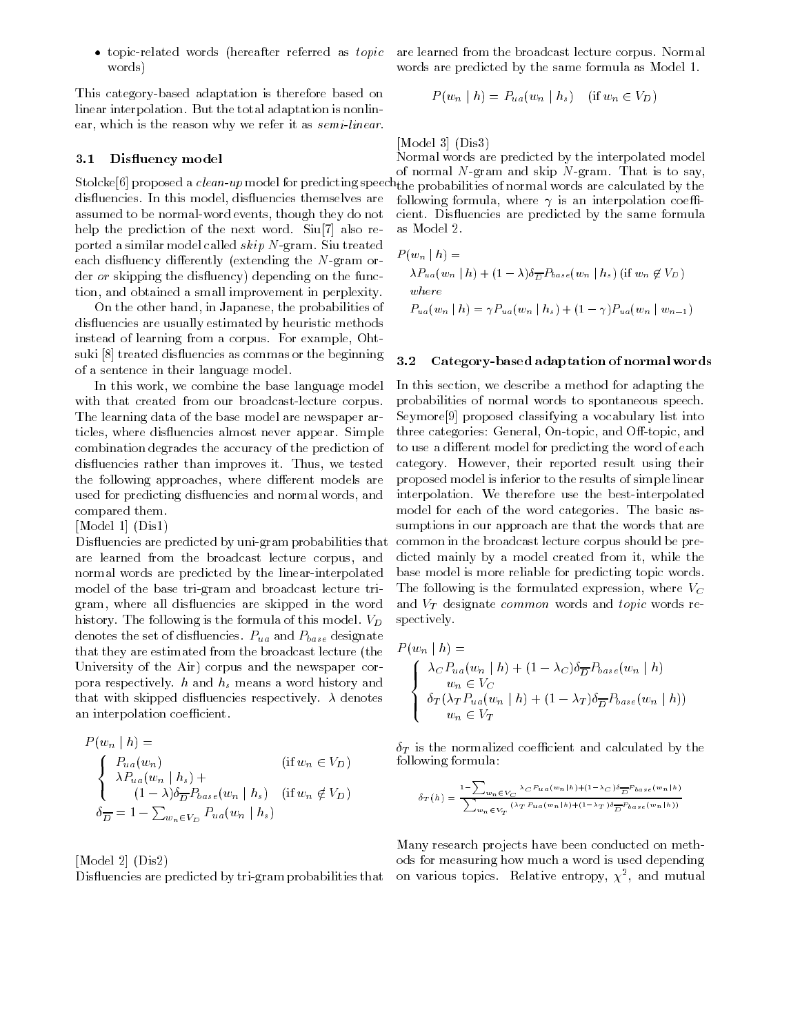- topic-related words (hereafter referred as *topic* words)

This category-based adaptation is therefore based on linear interpolation. But the total adaptation is nonlinear, which is the reason why we refer it as *semi-linear*.

### 3.1 Disfluency model

Stolcke[6] proposed a *clean-up* model for predicting speech disfluencies. In this model, disfluencies themselves are assumed to be normal-word events, though they do not help the prediction of the next word. Siu[7] also reported a similar model called *skip* $N$-gram. Siu treated each disfluency differently (extending the $N$-gram order *or* skipping the disfluency) depending on the function, and obtained a small improvement in perplexity.

On the other hand, in Japanese, the probabilities of disfluencies are usually estimated by heuristic methods instead of learning from a corpus. For example, Ohtsuki [8] treated disfluencies as commas or the beginning of a sentence in their language model.

In this work, we combine the base language model with that created from our broadcast-lecture corpus. The learning data of the base model are newspaper articles, where disfluencies almost never appear. Simple combination degrades the accuracy of the prediction of disfluencies rather than improves it. Thus, we tested the following approaches, where different models are used for predicting disfluencies and normal words, and compared them.

[Model 1] (Dis1)

Disfluencies are predicted by uni-gram probabilities that are learned from the broadcast lecture corpus, and normal words are predicted by the linear-interpolated model of the base tri-gram and broadcast lecture tri-gram, where all disfluencies are skipped in the word history. The following is the formula of this model. $V_D$ denotes the set of disfluencies. $P_{ua}$ and $P_{base}$ designate that they are estimated from the broadcast lecture (the University of the Air) corpus and the newspaper corpora respectively. $h$ and $h_s$ means a word history and that with skipped disfluencies respectively. $\lambda$ denotes an interpolation coefficient.

$$
P(w_n \mid h) =
\begin{cases}
P_{ua}(w_n) & (\text{if } w_n \in V_D) \\
\lambda P_{ua}(w_n \mid h_s) + (1-\lambda)\delta_{\overline{D}} P_{base}(w_n \mid h_s) & (\text{if } w_n \notin V_D)
\end{cases}
$$

$$
\delta_{\overline{D}} = 1 - \sum_{w_n \in V_D} P_{ua}(w_n \mid h_s)
$$

[Model 2] (Dis2)

Disfluencies are predicted by tri-gram probabilities that are learned from the broadcast lecture corpus. Normal words are predicted by the same formula as Model 1.

$$
P(w_n \mid h) = P_{ua}(w_n \mid h_s) \quad (\text{if } w_n \in V_D)
$$

[Model 3] (Dis3)

Normal words are predicted by the interpolated model of normal $N$-gram and skip $N$-gram. That is to say, the probabilities of normal words are calculated by the following formula, where $\gamma$ is an interpolation coefficient. Disfluencies are predicted by the same formula as Model 2.

$$
P(w_n \mid h) = \lambda P_{ua}(w_n \mid h) + (1-\lambda)\delta_{\overline{D}} P_{base}(w_n \mid h_s) \; (\text{if } w_n \notin V_D)
$$

*where*

$$
P_{ua}(w_n \mid h) = \gamma P_{ua}(w_n \mid h_s) + (1-\gamma) P_{ua}(w_n \mid w_{n-1})
$$

### 3.2 Category-based adaptation of normal words

In this section, we describe a method for adapting the probabilities of normal words to spontaneous speech. Seymore[9] proposed classifying a vocabulary list into three categories: General, On-topic, and Off-topic, and to use a different model for predicting the word of each category. However, their reported result using their proposed model is inferior to the results of simple linear interpolation. We therefore use the best-interpolated model for each of the word categories. The basic assumptions in our approach are that the words that are common in the broadcast lecture corpus should be predicted mainly by a model created from it, while the base model is more reliable for predicting topic words. The following is the formulated expression, where $V_C$ and $V_T$ designate *common* words and *topic* words respectively.

$$
P(w_n \mid h) =
\begin{cases}
\lambda_C P_{ua}(w_n \mid h) + (1-\lambda_C)\delta_{\overline{D}} P_{base}(w_n \mid h) & w_n \in V_C \\
\delta_T (\lambda_T P_{ua}(w_n \mid h) + (1-\lambda_T)\delta_{\overline{D}} P_{base}(w_n \mid h)) & w_n \in V_T
\end{cases}
$$

$\delta_T$ is the normalized coefficient and calculated by the following formula:

$$
\delta_T(h) = \frac{1 - \sum_{w_n \in V_C} \lambda_C P_{ua}(w_n \mid h) + (1-\lambda_C)\delta_{\overline{D}} P_{base}(w_n \mid h)}{\sum_{w_n \in V_T} (\lambda_T P_{ua}(w_n \mid h) + (1-\lambda_T)\delta_{\overline{D}} P_{base}(w_n \mid h))}
$$

Many research projects have been conducted on methods for measuring how much a word is used depending on various topics. Relative entropy, $\chi^2$, and mutual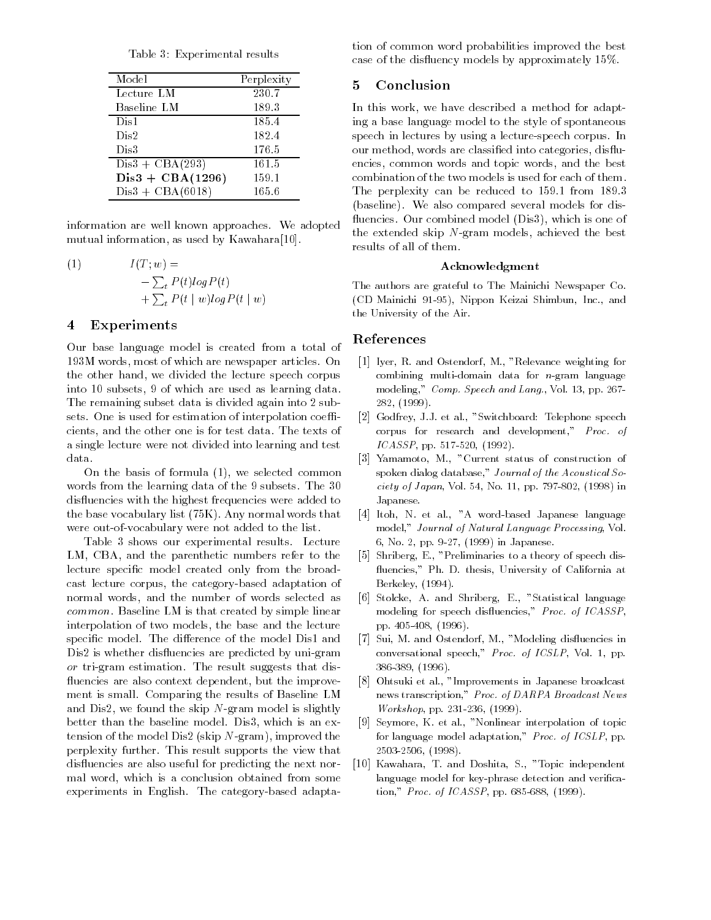Table 3: Experimental results

| Model | Perplexity |
| --- | --- |
| Lecture LM | 230.7 |
| Baseline LM | 189.3 |
| Dis1 | 185.4 |
| Dis2 | 182.4 |
| Dis3 | 176.5 |
| Dis3 + CBA(293) | 161.5 |
| **Dis3 + CBA(1296)** | 159.1 |
| Dis3 + CBA(6018) | 165.6 |

information are well known approaches. We adopted mutual information, as used by Kawahara[10].

$$(1) \qquad I(T;w) = -\sum_t P(t) log P(t) + \sum_t P(t \mid w) log P(t \mid w)$$

## 4 Experiments

Our base language model is created from a total of 193M words, most of which are newspaper articles. On the other hand, we divided the lecture speech corpus into 10 subsets, 9 of which are used as learning data. The remaining subset data is divided again into 2 subsets. One is used for estimation of interpolation coefficients, and the other one is for test data. The texts of a single lecture were not divided into learning and test data.

On the basis of formula (1), we selected common words from the learning data of the 9 subsets. The 30 disfluencies with the highest frequencies were added to the base vocabulary list (75K). Any normal words that were out-of-vocabulary were not added to the list.

Table 3 shows our experimental results. Lecture LM, CBA, and the parenthetic numbers refer to the lecture specific model created only from the broadcast lecture corpus, the category-based adaptation of normal words, and the number of words selected as *common*. Baseline LM is that created by simple linear interpolation of two models, the base and the lecture specific model. The difference of the model Dis1 and Dis2 is whether disfluencies are predicted by uni-gram *or* tri-gram estimation. The result suggests that disfluencies are also context dependent, but the improvement is small. Comparing the results of Baseline LM and Dis2, we found the skip $N$-gram model is slightly better than the baseline model. Dis3, which is an extension of the model Dis2 (skip $N$-gram), improved the perplexity further. This result supports the view that disfluencies are also useful for predicting the next normal word, which is a conclusion obtained from some experiments in English. The category-based adaptation of common word probabilities improved the best case of the disfluency models by approximately 15%.

## 5 Conclusion

In this work, we have described a method for adapting a base language model to the style of spontaneous speech in lectures by using a lecture-speech corpus. In our method, words are classified into categories, disfluencies, common words and topic words, and the best combination of the two models is used for each of them. The perplexity can be reduced to 159.1 from 189.3 (baseline). We also compared several models for disfluencies. Our combined model (Dis3), which is one of the extended skip $N$-gram models, achieved the best results of all of them.

### Acknowledgment

The authors are grateful to The Mainichi Newspaper Co. (CD Mainichi 91-95), Nippon Keizai Shimbun, Inc., and the University of the Air.

## References

[1] Iyer, R. and Ostendorf, M., "Relevance weighting for combining multi-domain data for $n$-gram language modeling," *Comp. Speech and Lang.*, Vol. 13, pp. 267-282, (1999).

[2] Godfrey, J.J. et al., "Switchboard: Telephone speech corpus for research and development," *Proc. of ICASSP*, pp. 517-520, (1992).

[3] Yamamoto, M., "Current status of construction of spoken dialog database," *Journal of the Acoustical Society of Japan*, Vol. 54, No. 11, pp. 797-802, (1998) in Japanese.

[4] Itoh, N. et al., "A word-based Japanese language model," *Journal of Natural Language Processing*, Vol. 6, No. 2, pp. 9-27, (1999) in Japanese.

[5] Shriberg, E., "Preliminaries to a theory of speech disfluencies," Ph. D. thesis, University of California at Berkeley, (1994).

[6] Stolcke, A. and Shriberg, E., "Statistical language modeling for speech disfluencies," *Proc. of ICASSP*, pp. 405-408, (1996).

[7] Sui, M. and Ostendorf, M., "Modeling disfluencies in conversational speech," *Proc. of ICSLP*, Vol. 1, pp. 386-389, (1996).

[8] Ohtsuki et al., "Improvements in Japanese broadcast news transcription," *Proc. of DARPA Broadcast News Workshop*, pp. 231-236, (1999).

[9] Seymore, K. et al., "Nonlinear interpolation of topic for language model adaptation," *Proc. of ICSLP*, pp. 2503-2506, (1998).

[10] Kawahara, T. and Doshita, S., "Topic independent language model for key-phrase detection and verification," *Proc. of ICASSP*, pp. 685-688, (1999).